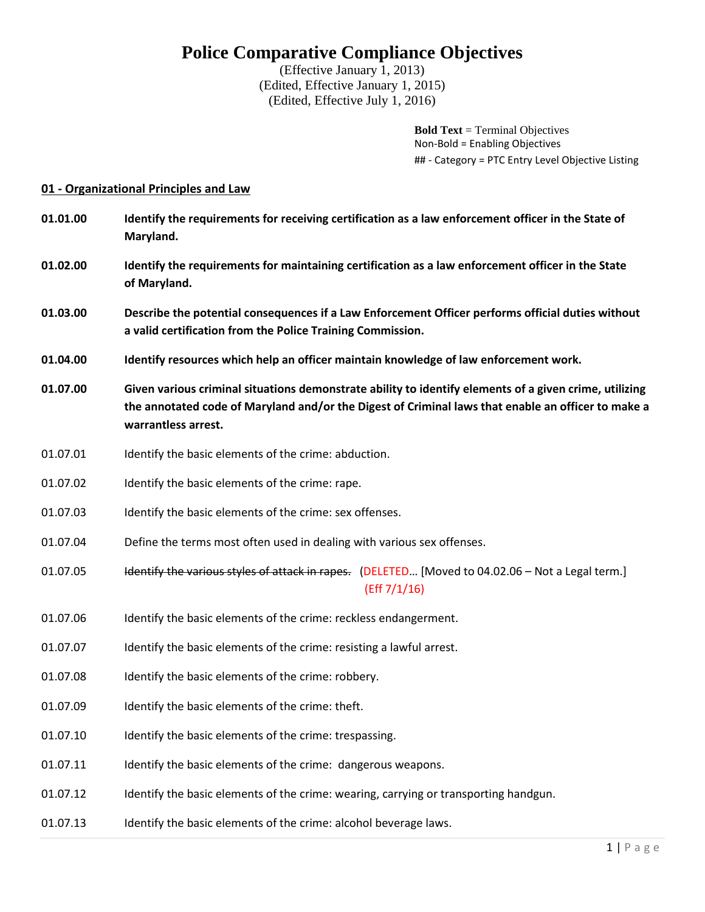# Police Comparative Compliance Objectives

(Effective January 1, 2013)
(Edited, Effective January 1, 2015)
(Edited, Effective July 1, 2016)

**Bold Text** = Terminal Objectives
Non-Bold = Enabling Objectives
## - Category = PTC Entry Level Objective Listing

## 01 - Organizational Principles and Law

**01.01.00 Identify the requirements for receiving certification as a law enforcement officer in the State of Maryland.**

**01.02.00 Identify the requirements for maintaining certification as a law enforcement officer in the State of Maryland.**

**01.03.00 Describe the potential consequences if a Law Enforcement Officer performs official duties without a valid certification from the Police Training Commission.**

**01.04.00 Identify resources which help an officer maintain knowledge of law enforcement work.**

**01.07.00 Given various criminal situations demonstrate ability to identify elements of a given crime, utilizing the annotated code of Maryland and/or the Digest of Criminal laws that enable an officer to make a warrantless arrest.**

01.07.01 Identify the basic elements of the crime: abduction.

01.07.02 Identify the basic elements of the crime: rape.

01.07.03 Identify the basic elements of the crime: sex offenses.

01.07.04 Define the terms most often used in dealing with various sex offenses.

01.07.05 ~~Identify the various styles of attack in rapes.~~ (DELETED… [Moved to 04.02.06 – Not a Legal term.] (Eff 7/1/16)

01.07.06 Identify the basic elements of the crime: reckless endangerment.

01.07.07 Identify the basic elements of the crime: resisting a lawful arrest.

01.07.08 Identify the basic elements of the crime: robbery.

01.07.09 Identify the basic elements of the crime: theft.

01.07.10 Identify the basic elements of the crime: trespassing.

01.07.11 Identify the basic elements of the crime: dangerous weapons.

01.07.12 Identify the basic elements of the crime: wearing, carrying or transporting handgun.

01.07.13 Identify the basic elements of the crime: alcohol beverage laws.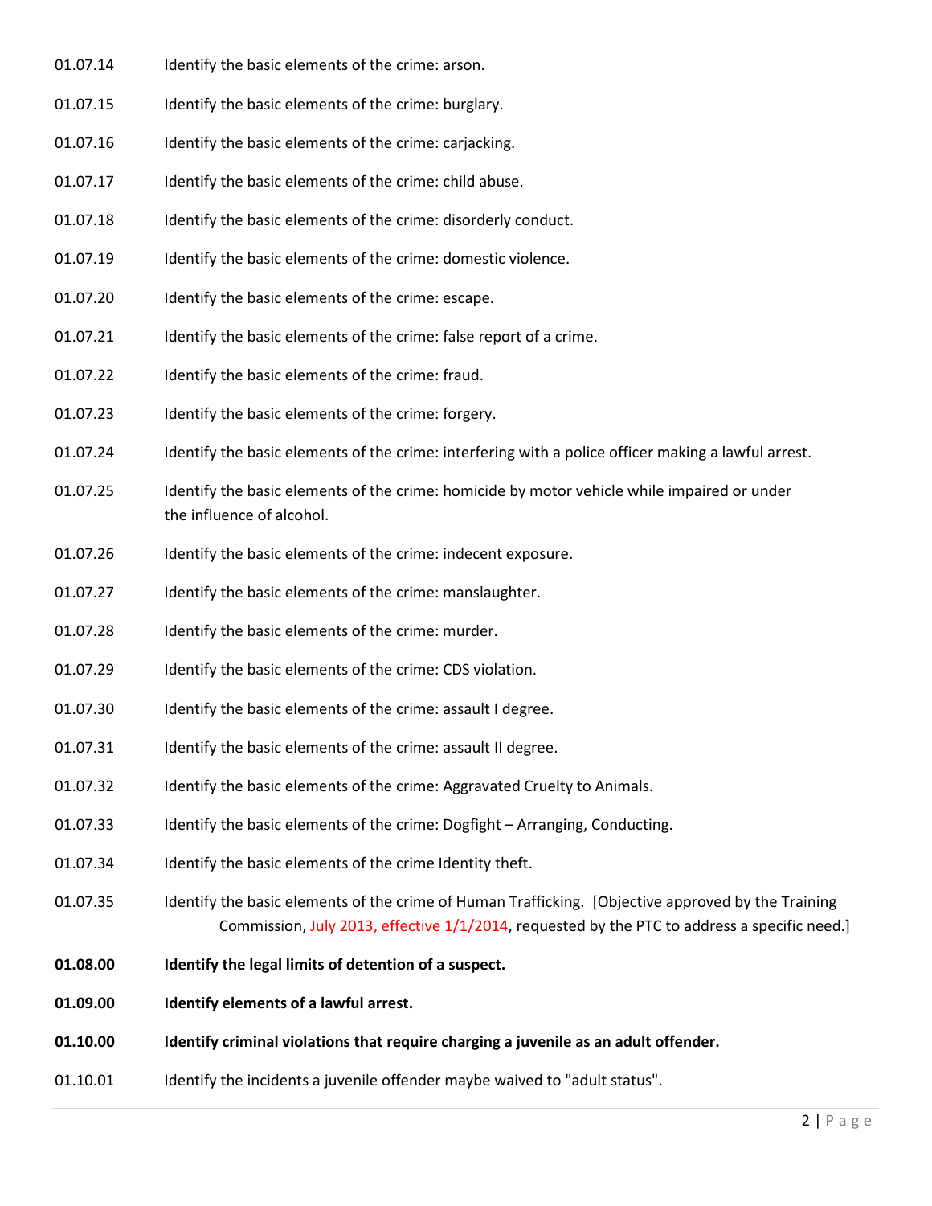01.07.14 Identify the basic elements of the crime: arson.

01.07.15 Identify the basic elements of the crime: burglary.

01.07.16 Identify the basic elements of the crime: carjacking.

01.07.17 Identify the basic elements of the crime: child abuse.

01.07.18 Identify the basic elements of the crime: disorderly conduct.

01.07.19 Identify the basic elements of the crime: domestic violence.

01.07.20 Identify the basic elements of the crime: escape.

01.07.21 Identify the basic elements of the crime: false report of a crime.

01.07.22 Identify the basic elements of the crime: fraud.

01.07.23 Identify the basic elements of the crime: forgery.

01.07.24 Identify the basic elements of the crime: interfering with a police officer making a lawful arrest.

01.07.25 Identify the basic elements of the crime: homicide by motor vehicle while impaired or under the influence of alcohol.

01.07.26 Identify the basic elements of the crime: indecent exposure.

01.07.27 Identify the basic elements of the crime: manslaughter.

01.07.28 Identify the basic elements of the crime: murder.

01.07.29 Identify the basic elements of the crime: CDS violation.

01.07.30 Identify the basic elements of the crime: assault I degree.

01.07.31 Identify the basic elements of the crime: assault II degree.

01.07.32 Identify the basic elements of the crime: Aggravated Cruelty to Animals.

01.07.33 Identify the basic elements of the crime: Dogfight – Arranging, Conducting.

01.07.34 Identify the basic elements of the crime Identity theft.

01.07.35 Identify the basic elements of the crime of Human Trafficking. [Objective approved by the Training Commission, July 2013, effective 1/1/2014, requested by the PTC to address a specific need.]

**01.08.00 Identify the legal limits of detention of a suspect.**

**01.09.00 Identify elements of a lawful arrest.**

**01.10.00 Identify criminal violations that require charging a juvenile as an adult offender.**

01.10.01 Identify the incidents a juvenile offender maybe waived to "adult status".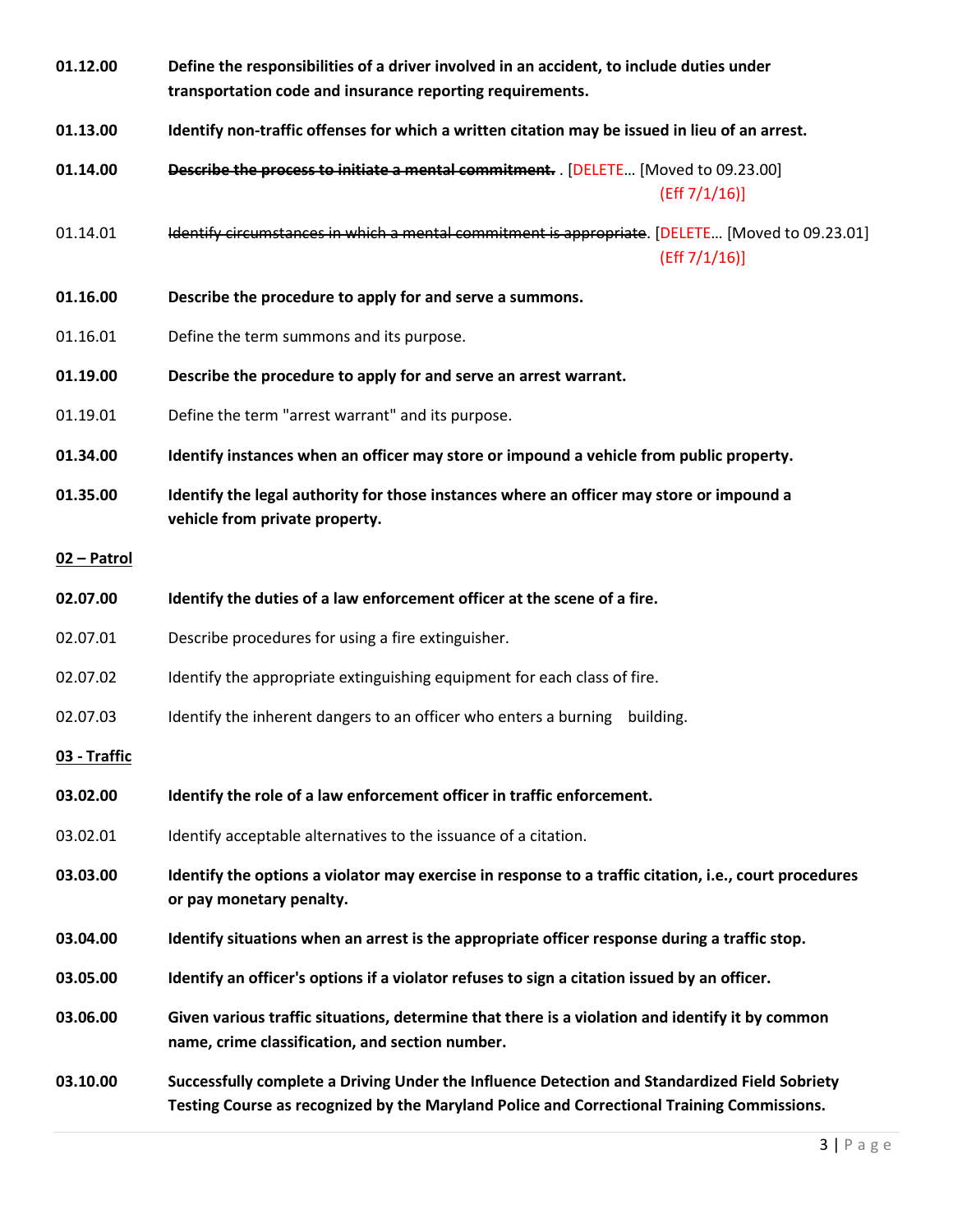**01.12.00** **Define the responsibilities of a driver involved in an accident, to include duties under transportation code and insurance reporting requirements.**

**01.13.00** **Identify non-traffic offenses for which a written citation may be issued in lieu of an arrest.**

**01.14.00** ~~**Describe the process to initiate a mental commitment.**~~ . [DELETE… [Moved to 09.23.00] (Eff 7/1/16)]

01.14.01 ~~Identify circumstances in which a mental commitment is appropriate~~. [DELETE… [Moved to 09.23.01] (Eff 7/1/16)]

**01.16.00** **Describe the procedure to apply for and serve a summons.**

01.16.01 Define the term summons and its purpose.

**01.19.00** **Describe the procedure to apply for and serve an arrest warrant.**

01.19.01 Define the term "arrest warrant" and its purpose.

**01.34.00** **Identify instances when an officer may store or impound a vehicle from public property.**

**01.35.00** **Identify the legal authority for those instances where an officer may store or impound a vehicle from private property.**

**02 – Patrol**

**02.07.00** **Identify the duties of a law enforcement officer at the scene of a fire.**

02.07.01 Describe procedures for using a fire extinguisher.

02.07.02 Identify the appropriate extinguishing equipment for each class of fire.

02.07.03 Identify the inherent dangers to an officer who enters a burning building.

**03 - Traffic**

**03.02.00** **Identify the role of a law enforcement officer in traffic enforcement.**

03.02.01 Identify acceptable alternatives to the issuance of a citation.

**03.03.00** **Identify the options a violator may exercise in response to a traffic citation, i.e., court procedures or pay monetary penalty.**

**03.04.00** **Identify situations when an arrest is the appropriate officer response during a traffic stop.**

**03.05.00** **Identify an officer's options if a violator refuses to sign a citation issued by an officer.**

**03.06.00** **Given various traffic situations, determine that there is a violation and identify it by common name, crime classification, and section number.**

**03.10.00** **Successfully complete a Driving Under the Influence Detection and Standardized Field Sobriety Testing Course as recognized by the Maryland Police and Correctional Training Commissions.**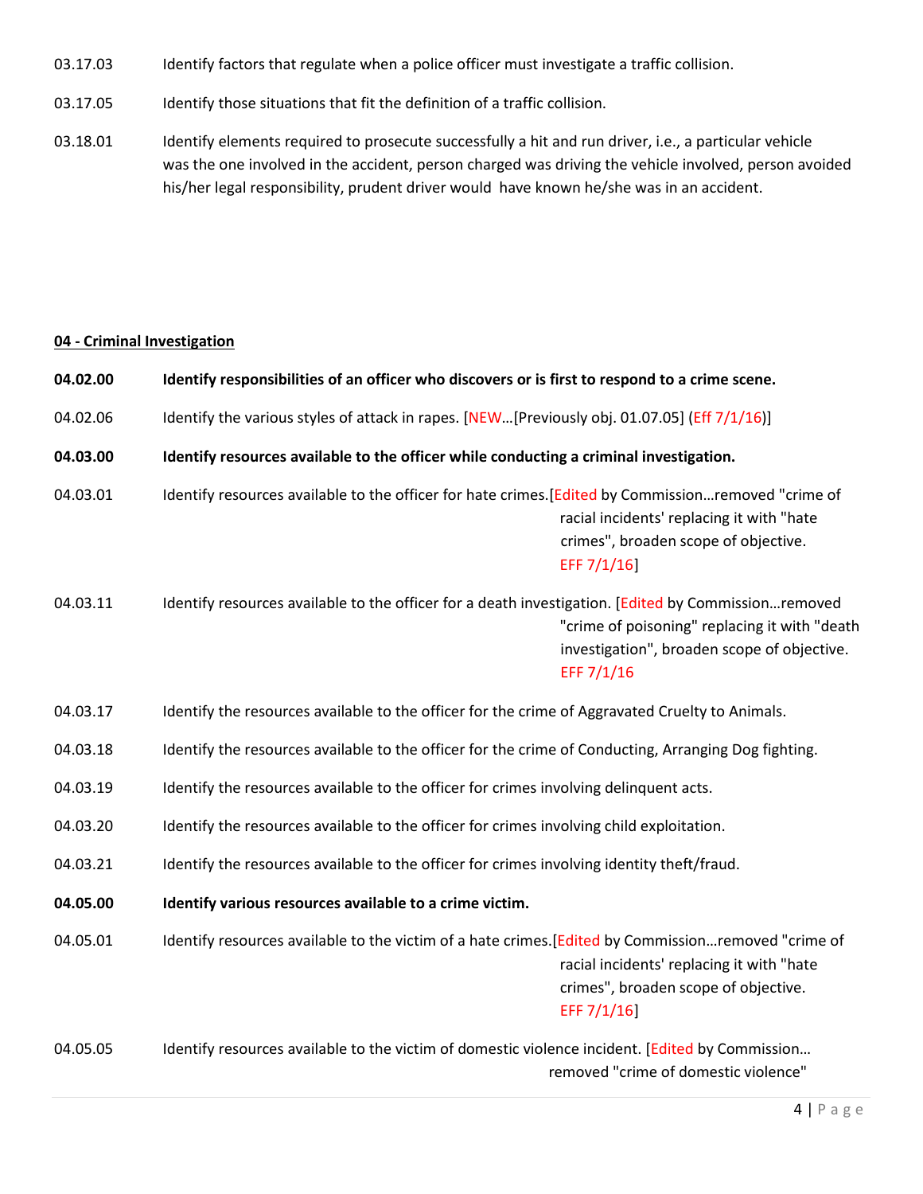03.17.03 Identify factors that regulate when a police officer must investigate a traffic collision.

03.17.05 Identify those situations that fit the definition of a traffic collision.

03.18.01 Identify elements required to prosecute successfully a hit and run driver, i.e., a particular vehicle was the one involved in the accident, person charged was driving the vehicle involved, person avoided his/her legal responsibility, prudent driver would have known he/she was in an accident.

**04 - Criminal Investigation**

**04.02.00 Identify responsibilities of an officer who discovers or is first to respond to a crime scene.**

04.02.06 Identify the various styles of attack in rapes. [NEW…[Previously obj. 01.07.05] (Eff 7/1/16)]

**04.03.00 Identify resources available to the officer while conducting a criminal investigation.**

04.03.01 Identify resources available to the officer for hate crimes.[Edited by Commission…removed "crime of racial incidents' replacing it with "hate crimes", broaden scope of objective. EFF 7/1/16]

04.03.11 Identify resources available to the officer for a death investigation. [Edited by Commission…removed "crime of poisoning" replacing it with "death investigation", broaden scope of objective. EFF 7/1/16

04.03.17 Identify the resources available to the officer for the crime of Aggravated Cruelty to Animals.

04.03.18 Identify the resources available to the officer for the crime of Conducting, Arranging Dog fighting.

04.03.19 Identify the resources available to the officer for crimes involving delinquent acts.

04.03.20 Identify the resources available to the officer for crimes involving child exploitation.

04.03.21 Identify the resources available to the officer for crimes involving identity theft/fraud.

**04.05.00 Identify various resources available to a crime victim.**

04.05.01 Identify resources available to the victim of a hate crimes.[Edited by Commission…removed "crime of racial incidents' replacing it with "hate crimes", broaden scope of objective. EFF 7/1/16]

04.05.05 Identify resources available to the victim of domestic violence incident. [Edited by Commission… removed "crime of domestic violence"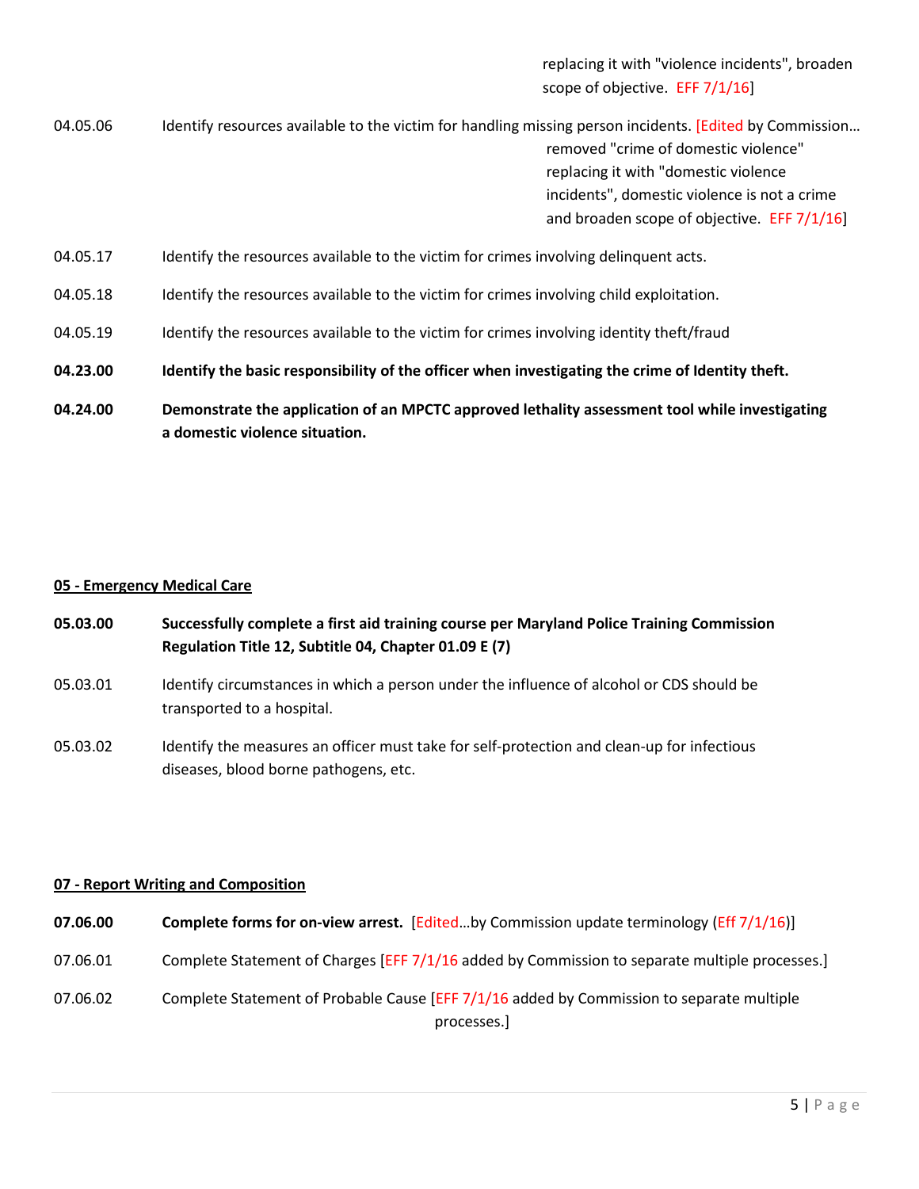replacing it with "violence incidents", broaden scope of objective. EFF 7/1/16]

04.05.06 Identify resources available to the victim for handling missing person incidents. [Edited by Commission… removed "crime of domestic violence" replacing it with "domestic violence incidents", domestic violence is not a crime and broaden scope of objective. EFF 7/1/16]

04.05.17 Identify the resources available to the victim for crimes involving delinquent acts.

04.05.18 Identify the resources available to the victim for crimes involving child exploitation.

04.05.19 Identify the resources available to the victim for crimes involving identity theft/fraud

**04.23.00 Identify the basic responsibility of the officer when investigating the crime of Identity theft.**

**04.24.00 Demonstrate the application of an MPCTC approved lethality assessment tool while investigating a domestic violence situation.**

## 05 - Emergency Medical Care

**05.03.00 Successfully complete a first aid training course per Maryland Police Training Commission Regulation Title 12, Subtitle 04, Chapter 01.09 E (7)**

05.03.01 Identify circumstances in which a person under the influence of alcohol or CDS should be transported to a hospital.

05.03.02 Identify the measures an officer must take for self-protection and clean-up for infectious diseases, blood borne pathogens, etc.

## 07 - Report Writing and Composition

**07.06.00 Complete forms for on-view arrest.** [Edited…by Commission update terminology (Eff 7/1/16)]

07.06.01 Complete Statement of Charges [EFF 7/1/16 added by Commission to separate multiple processes.]

07.06.02 Complete Statement of Probable Cause [EFF 7/1/16 added by Commission to separate multiple processes.]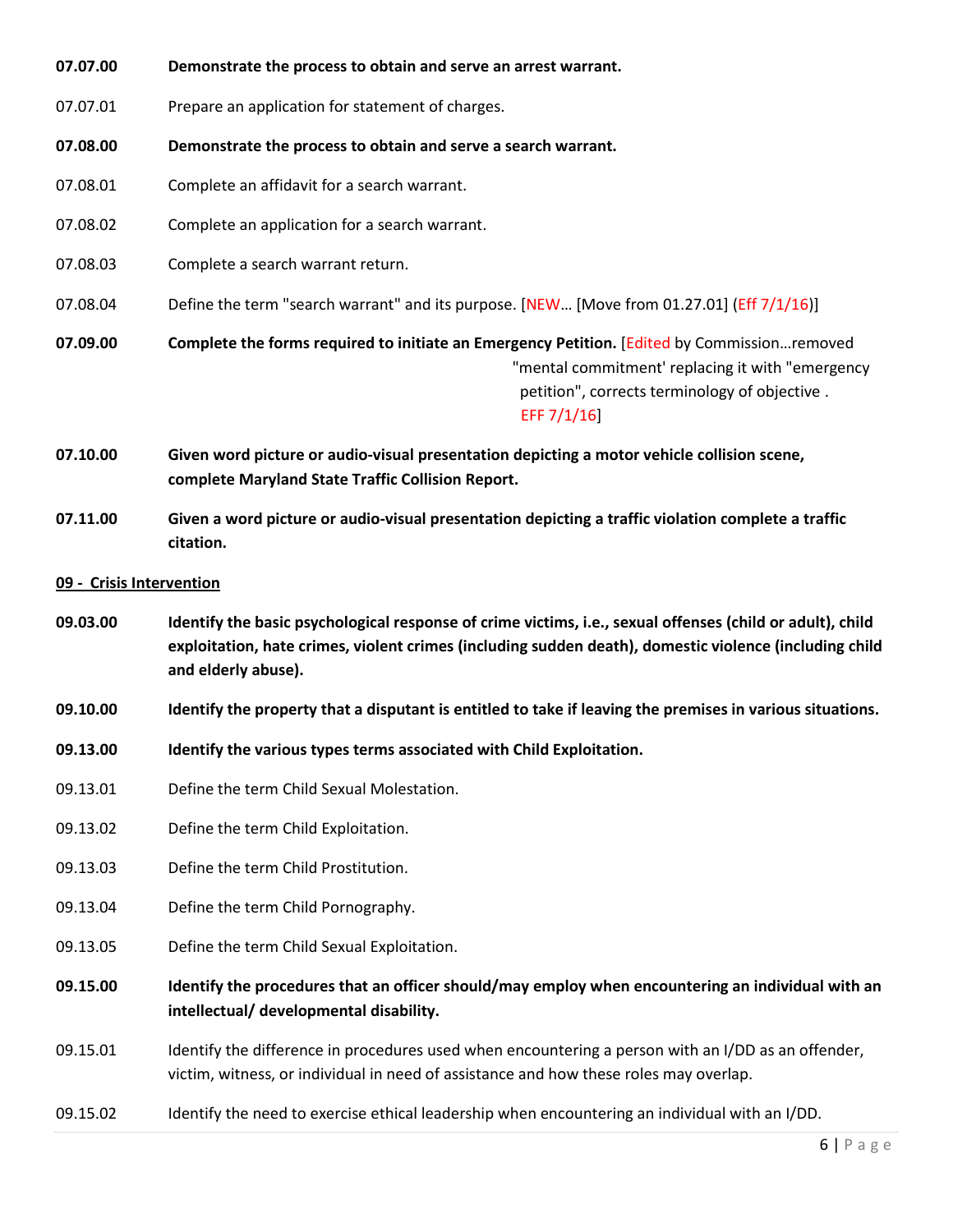**07.07.00** **Demonstrate the process to obtain and serve an arrest warrant.**

07.07.01 Prepare an application for statement of charges.

**07.08.00** **Demonstrate the process to obtain and serve a search warrant.**

07.08.01 Complete an affidavit for a search warrant.

07.08.02 Complete an application for a search warrant.

07.08.03 Complete a search warrant return.

07.08.04 Define the term "search warrant" and its purpose. [NEW… [Move from 01.27.01] (Eff 7/1/16)]

**07.09.00** **Complete the forms required to initiate an Emergency Petition.** [Edited by Commission…removed "mental commitment' replacing it with "emergency petition", corrects terminology of objective . EFF 7/1/16]

**07.10.00** **Given word picture or audio-visual presentation depicting a motor vehicle collision scene, complete Maryland State Traffic Collision Report.**

**07.11.00** **Given a word picture or audio-visual presentation depicting a traffic violation complete a traffic citation.**

**09 - Crisis Intervention**

**09.03.00** **Identify the basic psychological response of crime victims, i.e., sexual offenses (child or adult), child exploitation, hate crimes, violent crimes (including sudden death), domestic violence (including child and elderly abuse).**

**09.10.00** **Identify the property that a disputant is entitled to take if leaving the premises in various situations.**

**09.13.00** **Identify the various types terms associated with Child Exploitation.**

09.13.01 Define the term Child Sexual Molestation.

09.13.02 Define the term Child Exploitation.

09.13.03 Define the term Child Prostitution.

09.13.04 Define the term Child Pornography.

09.13.05 Define the term Child Sexual Exploitation.

**09.15.00** **Identify the procedures that an officer should/may employ when encountering an individual with an intellectual/ developmental disability.**

09.15.01 Identify the difference in procedures used when encountering a person with an I/DD as an offender, victim, witness, or individual in need of assistance and how these roles may overlap.

09.15.02 Identify the need to exercise ethical leadership when encountering an individual with an I/DD.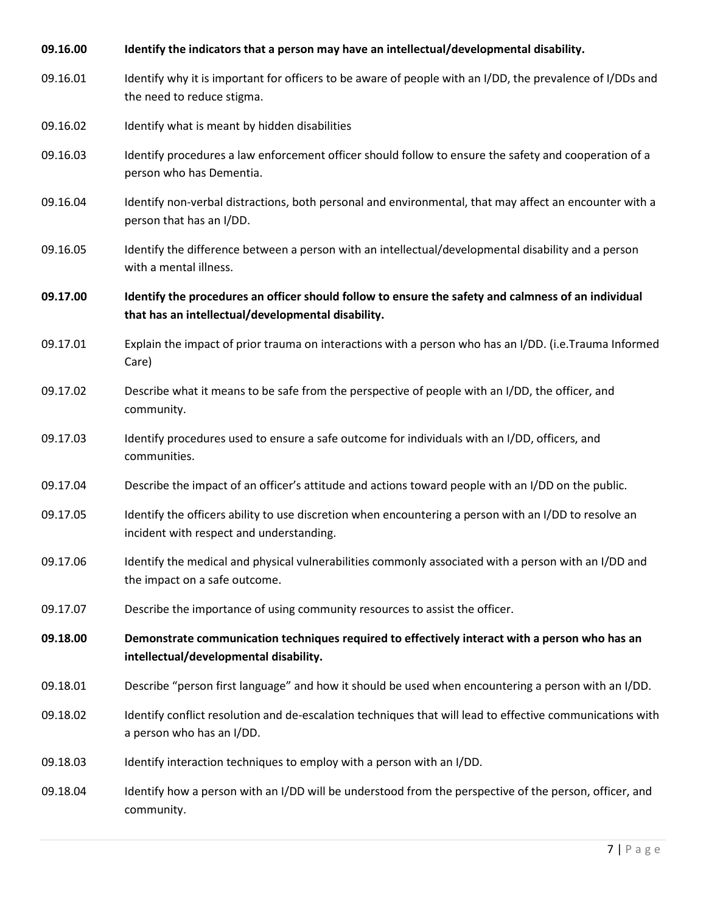**09.16.00 Identify the indicators that a person may have an intellectual/developmental disability.**

09.16.01 Identify why it is important for officers to be aware of people with an I/DD, the prevalence of I/DDs and the need to reduce stigma.

09.16.02 Identify what is meant by hidden disabilities

09.16.03 Identify procedures a law enforcement officer should follow to ensure the safety and cooperation of a person who has Dementia.

09.16.04 Identify non-verbal distractions, both personal and environmental, that may affect an encounter with a person that has an I/DD.

09.16.05 Identify the difference between a person with an intellectual/developmental disability and a person with a mental illness.

**09.17.00 Identify the procedures an officer should follow to ensure the safety and calmness of an individual that has an intellectual/developmental disability.**

09.17.01 Explain the impact of prior trauma on interactions with a person who has an I/DD. (i.e.Trauma Informed Care)

09.17.02 Describe what it means to be safe from the perspective of people with an I/DD, the officer, and community.

09.17.03 Identify procedures used to ensure a safe outcome for individuals with an I/DD, officers, and communities.

09.17.04 Describe the impact of an officer's attitude and actions toward people with an I/DD on the public.

09.17.05 Identify the officers ability to use discretion when encountering a person with an I/DD to resolve an incident with respect and understanding.

09.17.06 Identify the medical and physical vulnerabilities commonly associated with a person with an I/DD and the impact on a safe outcome.

09.17.07 Describe the importance of using community resources to assist the officer.

**09.18.00 Demonstrate communication techniques required to effectively interact with a person who has an intellectual/developmental disability.**

09.18.01 Describe "person first language" and how it should be used when encountering a person with an I/DD.

09.18.02 Identify conflict resolution and de-escalation techniques that will lead to effective communications with a person who has an I/DD.

09.18.03 Identify interaction techniques to employ with a person with an I/DD.

09.18.04 Identify how a person with an I/DD will be understood from the perspective of the person, officer, and community.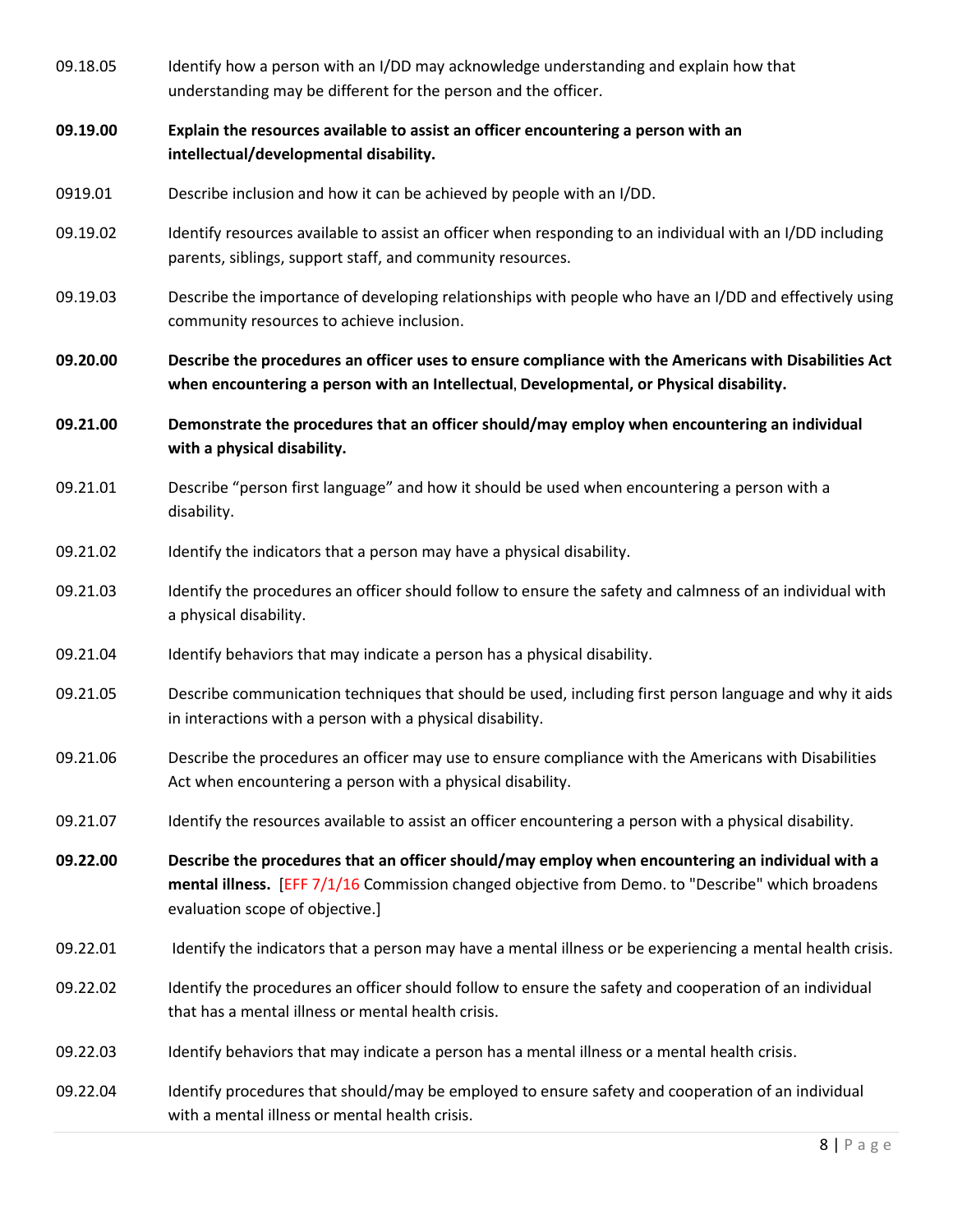09.18.05 Identify how a person with an I/DD may acknowledge understanding and explain how that understanding may be different for the person and the officer.

**09.19.00 Explain the resources available to assist an officer encountering a person with an intellectual/developmental disability.**

0919.01 Describe inclusion and how it can be achieved by people with an I/DD.

09.19.02 Identify resources available to assist an officer when responding to an individual with an I/DD including parents, siblings, support staff, and community resources.

09.19.03 Describe the importance of developing relationships with people who have an I/DD and effectively using community resources to achieve inclusion.

**09.20.00 Describe the procedures an officer uses to ensure compliance with the Americans with Disabilities Act when encountering a person with an Intellectual, Developmental, or Physical disability.**

**09.21.00 Demonstrate the procedures that an officer should/may employ when encountering an individual with a physical disability.**

09.21.01 Describe "person first language" and how it should be used when encountering a person with a disability.

09.21.02 Identify the indicators that a person may have a physical disability.

09.21.03 Identify the procedures an officer should follow to ensure the safety and calmness of an individual with a physical disability.

09.21.04 Identify behaviors that may indicate a person has a physical disability.

09.21.05 Describe communication techniques that should be used, including first person language and why it aids in interactions with a person with a physical disability.

09.21.06 Describe the procedures an officer may use to ensure compliance with the Americans with Disabilities Act when encountering a person with a physical disability.

09.21.07 Identify the resources available to assist an officer encountering a person with a physical disability.

**09.22.00 Describe the procedures that an officer should/may employ when encountering an individual with a mental illness.** [EFF 7/1/16 Commission changed objective from Demo. to "Describe" which broadens evaluation scope of objective.]

09.22.01 Identify the indicators that a person may have a mental illness or be experiencing a mental health crisis.

09.22.02 Identify the procedures an officer should follow to ensure the safety and cooperation of an individual that has a mental illness or mental health crisis.

09.22.03 Identify behaviors that may indicate a person has a mental illness or a mental health crisis.

09.22.04 Identify procedures that should/may be employed to ensure safety and cooperation of an individual with a mental illness or mental health crisis.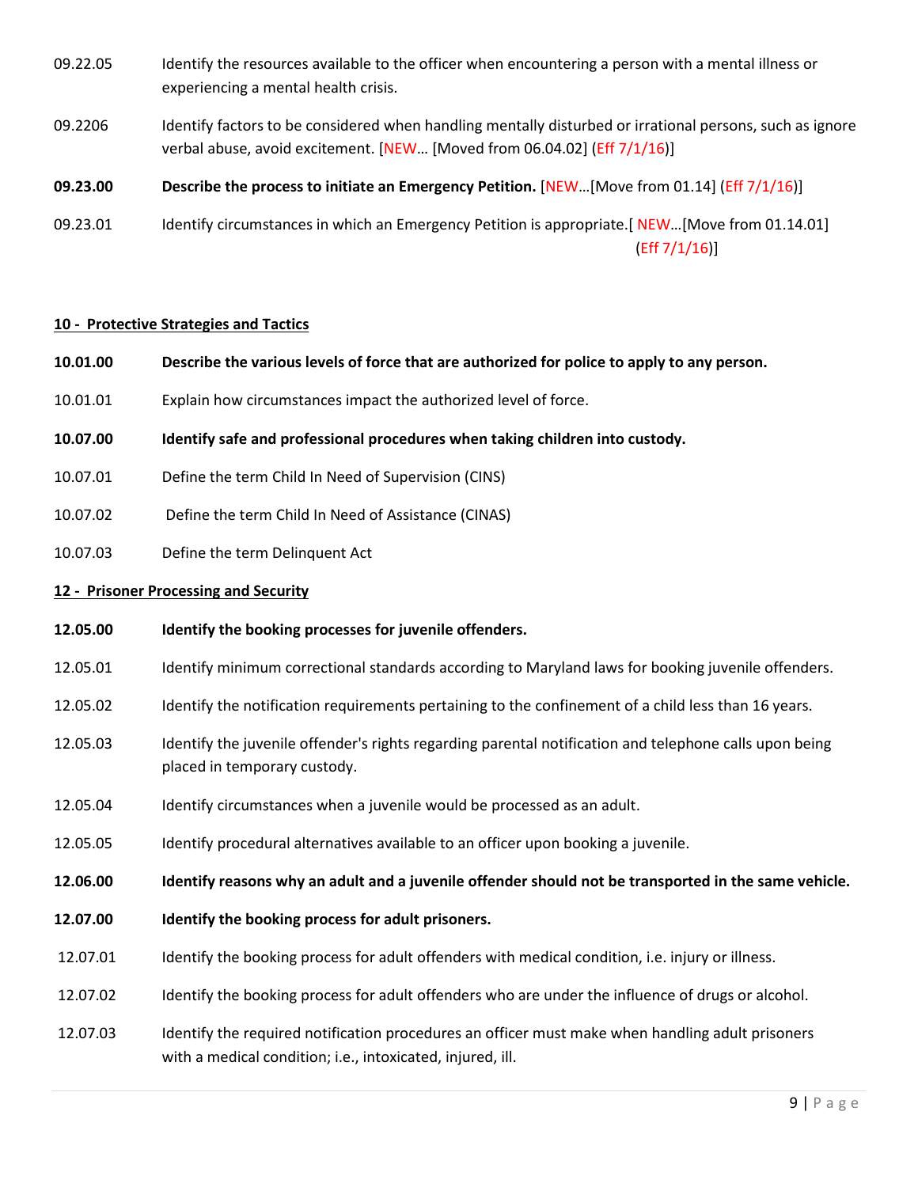09.22.05 Identify the resources available to the officer when encountering a person with a mental illness or experiencing a mental health crisis.

09.2206 Identify factors to be considered when handling mentally disturbed or irrational persons, such as ignore verbal abuse, avoid excitement. [NEW… [Moved from 06.04.02] (Eff 7/1/16)]

**09.23.00 Describe the process to initiate an Emergency Petition.** [NEW…[Move from 01.14] (Eff 7/1/16)]

09.23.01 Identify circumstances in which an Emergency Petition is appropriate.[ NEW…[Move from 01.14.01] (Eff 7/1/16)]

## 10 - Protective Strategies and Tactics

**10.01.00 Describe the various levels of force that are authorized for police to apply to any person.**

10.01.01 Explain how circumstances impact the authorized level of force.

**10.07.00 Identify safe and professional procedures when taking children into custody.**

10.07.01 Define the term Child In Need of Supervision (CINS)

10.07.02 Define the term Child In Need of Assistance (CINAS)

10.07.03 Define the term Delinquent Act

## 12 - Prisoner Processing and Security

**12.05.00 Identify the booking processes for juvenile offenders.**

12.05.01 Identify minimum correctional standards according to Maryland laws for booking juvenile offenders.

12.05.02 Identify the notification requirements pertaining to the confinement of a child less than 16 years.

12.05.03 Identify the juvenile offender's rights regarding parental notification and telephone calls upon being placed in temporary custody.

12.05.04 Identify circumstances when a juvenile would be processed as an adult.

12.05.05 Identify procedural alternatives available to an officer upon booking a juvenile.

**12.06.00 Identify reasons why an adult and a juvenile offender should not be transported in the same vehicle.**

**12.07.00 Identify the booking process for adult prisoners.**

12.07.01 Identify the booking process for adult offenders with medical condition, i.e. injury or illness.

12.07.02 Identify the booking process for adult offenders who are under the influence of drugs or alcohol.

12.07.03 Identify the required notification procedures an officer must make when handling adult prisoners with a medical condition; i.e., intoxicated, injured, ill.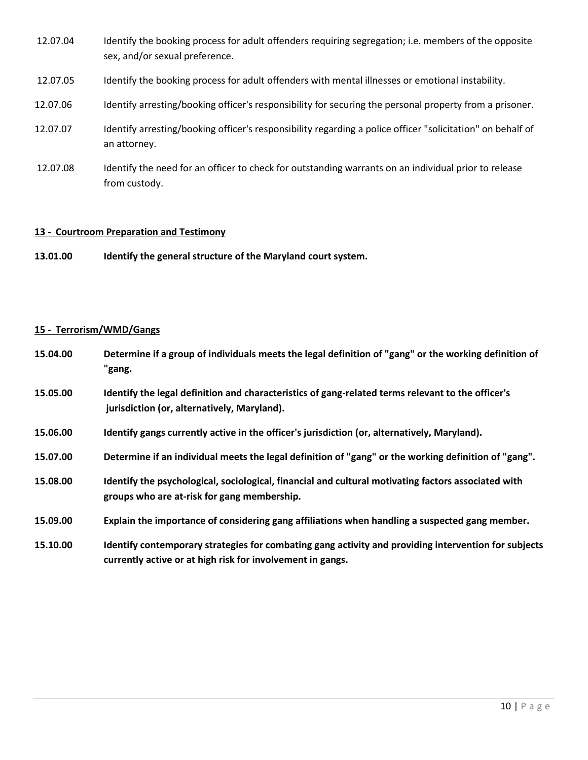12.07.04 Identify the booking process for adult offenders requiring segregation; i.e. members of the opposite sex, and/or sexual preference.

12.07.05 Identify the booking process for adult offenders with mental illnesses or emotional instability.

12.07.06 Identify arresting/booking officer's responsibility for securing the personal property from a prisoner.

12.07.07 Identify arresting/booking officer's responsibility regarding a police officer "solicitation" on behalf of an attorney.

12.07.08 Identify the need for an officer to check for outstanding warrants on an individual prior to release from custody.

**13 - Courtroom Preparation and Testimony**

**13.01.00 Identify the general structure of the Maryland court system.**

**15 - Terrorism/WMD/Gangs**

**15.04.00 Determine if a group of individuals meets the legal definition of "gang" or the working definition of "gang.**

**15.05.00 Identify the legal definition and characteristics of gang-related terms relevant to the officer's jurisdiction (or, alternatively, Maryland).**

**15.06.00 Identify gangs currently active in the officer's jurisdiction (or, alternatively, Maryland).**

**15.07.00 Determine if an individual meets the legal definition of "gang" or the working definition of "gang".**

**15.08.00 Identify the psychological, sociological, financial and cultural motivating factors associated with groups who are at-risk for gang membership.**

**15.09.00 Explain the importance of considering gang affiliations when handling a suspected gang member.**

**15.10.00 Identify contemporary strategies for combating gang activity and providing intervention for subjects currently active or at high risk for involvement in gangs.**